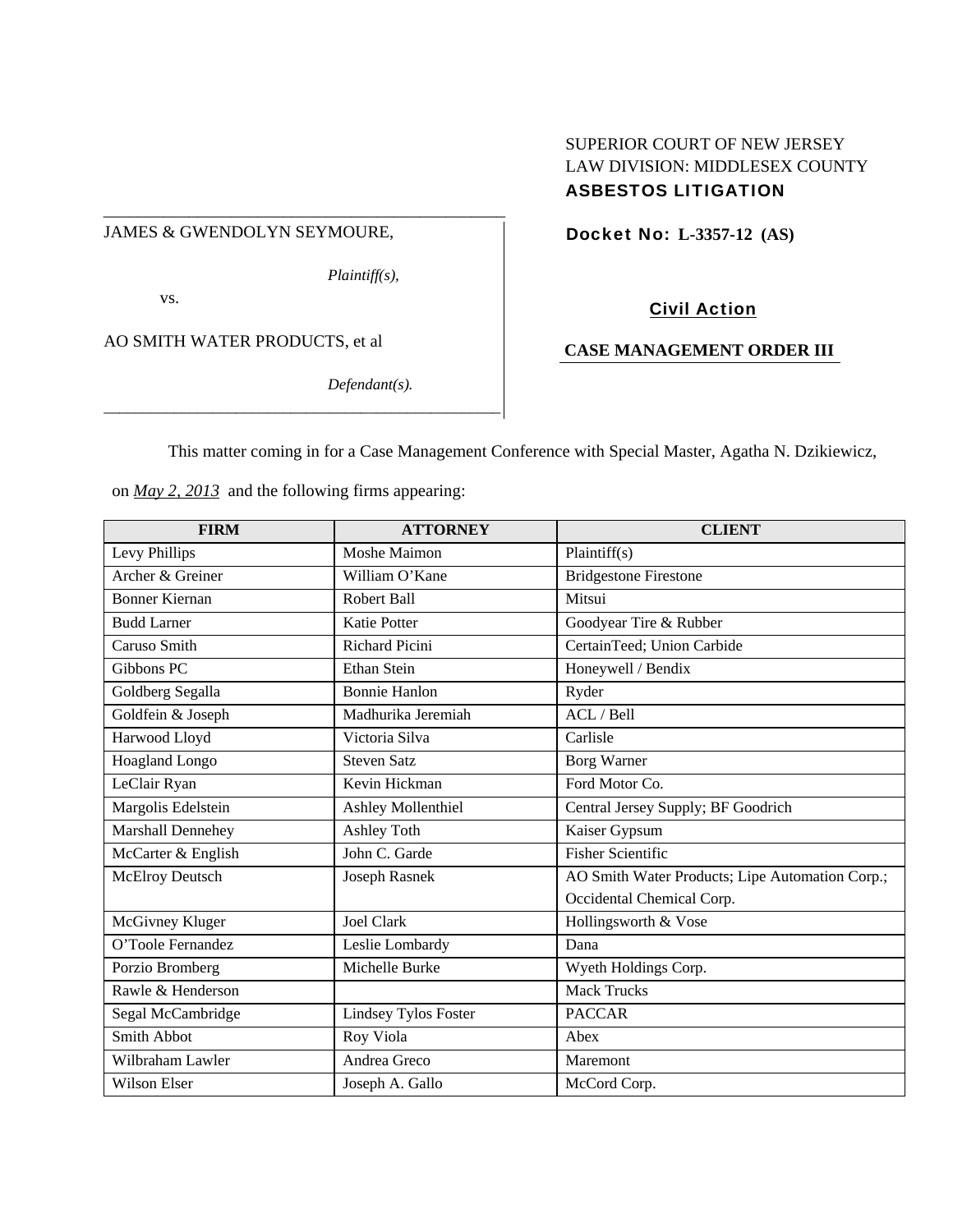SUPERIOR COURT OF NEW JERSEY
LAW DIVISION: MIDDLESEX COUNTY
**ASBESTOS LITIGATION**

JAMES & GWENDOLYN SEYMOURE,

*Plaintiff(s),*

vs.

AO SMITH WATER PRODUCTS, et al

*Defendant(s).*

**Docket No: L-3357-12 (AS)**

**Civil Action**

**CASE MANAGEMENT ORDER III**

This matter coming in for a Case Management Conference with Special Master, Agatha N. Dzikiewicz, on *May 2, 2013* and the following firms appearing:

| FIRM | ATTORNEY | CLIENT |
|---|---|---|
| Levy Phillips | Moshe Maimon | Plaintiff(s) |
| Archer & Greiner | William O'Kane | Bridgestone Firestone |
| Bonner Kiernan | Robert Ball | Mitsui |
| Budd Larner | Katie Potter | Goodyear Tire & Rubber |
| Caruso Smith | Richard Picini | CertainTeed; Union Carbide |
| Gibbons PC | Ethan Stein | Honeywell / Bendix |
| Goldberg Segalla | Bonnie Hanlon | Ryder |
| Goldfein & Joseph | Madhurika Jeremiah | ACL / Bell |
| Harwood Lloyd | Victoria Silva | Carlisle |
| Hoagland Longo | Steven Satz | Borg Warner |
| LeClair Ryan | Kevin Hickman | Ford Motor Co. |
| Margolis Edelstein | Ashley Mollenthiel | Central Jersey Supply; BF Goodrich |
| Marshall Dennehey | Ashley Toth | Kaiser Gypsum |
| McCarter & English | John C. Garde | Fisher Scientific |
| McElroy Deutsch | Joseph Rasnek | AO Smith Water Products; Lipe Automation Corp.; Occidental Chemical Corp. |
| McGivney Kluger | Joel Clark | Hollingsworth & Vose |
| O'Toole Fernandez | Leslie Lombardy | Dana |
| Porzio Bromberg | Michelle Burke | Wyeth Holdings Corp. |
| Rawle & Henderson | | Mack Trucks |
| Segal McCambridge | Lindsey Tylos Foster | PACCAR |
| Smith Abbot | Roy Viola | Abex |
| Wilbraham Lawler | Andrea Greco | Maremont |
| Wilson Elser | Joseph A. Gallo | McCord Corp. |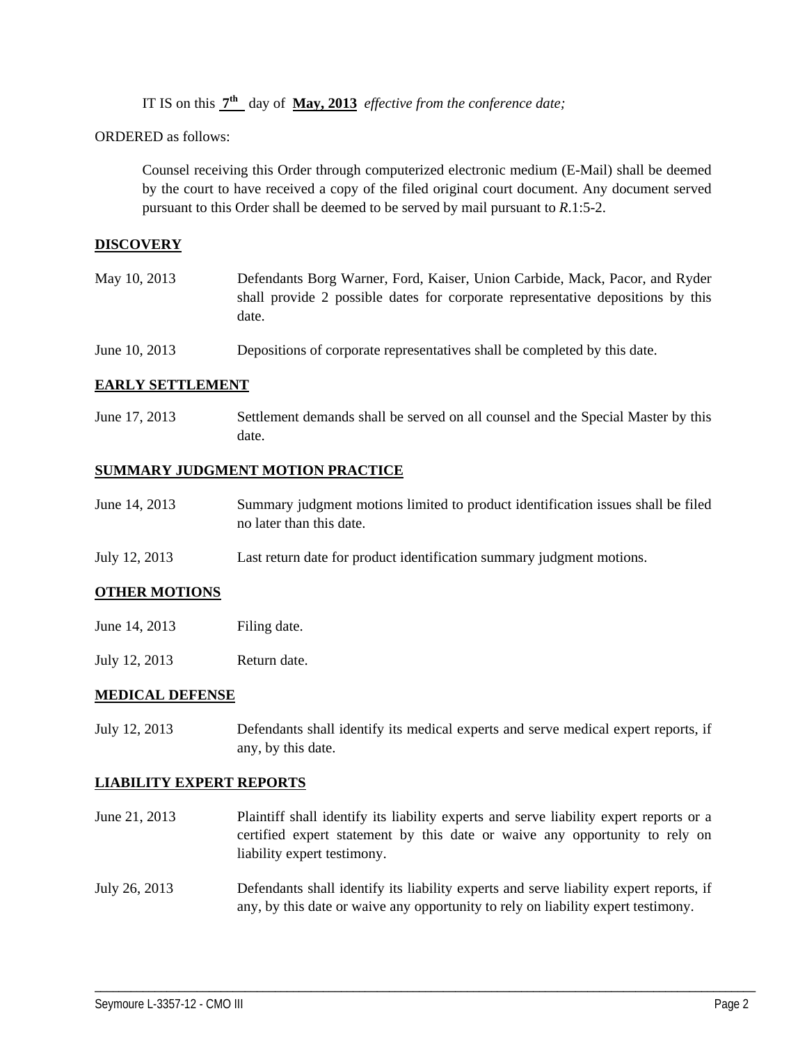IT IS on this **7th** day of **May, 2013** *effective from the conference date;*

ORDERED as follows:

Counsel receiving this Order through computerized electronic medium (E-Mail) shall be deemed by the court to have received a copy of the filed original court document. Any document served pursuant to this Order shall be deemed to be served by mail pursuant to *R*.1:5-2.

**DISCOVERY**

| | |
|---|---|
| May 10, 2013 | Defendants Borg Warner, Ford, Kaiser, Union Carbide, Mack, Pacor, and Ryder shall provide 2 possible dates for corporate representative depositions by this date. |
| June 10, 2013 | Depositions of corporate representatives shall be completed by this date. |

**EARLY SETTLEMENT**

| | |
|---|---|
| June 17, 2013 | Settlement demands shall be served on all counsel and the Special Master by this date. |

**SUMMARY JUDGMENT MOTION PRACTICE**

| | |
|---|---|
| June 14, 2013 | Summary judgment motions limited to product identification issues shall be filed no later than this date. |
| July 12, 2013 | Last return date for product identification summary judgment motions. |

**OTHER MOTIONS**

| | |
|---|---|
| June 14, 2013 | Filing date. |
| July 12, 2013 | Return date. |

**MEDICAL DEFENSE**

| | |
|---|---|
| July 12, 2013 | Defendants shall identify its medical experts and serve medical expert reports, if any, by this date. |

**LIABILITY EXPERT REPORTS**

| | |
|---|---|
| June 21, 2013 | Plaintiff shall identify its liability experts and serve liability expert reports or a certified expert statement by this date or waive any opportunity to rely on liability expert testimony. |
| July 26, 2013 | Defendants shall identify its liability experts and serve liability expert reports, if any, by this date or waive any opportunity to rely on liability expert testimony. |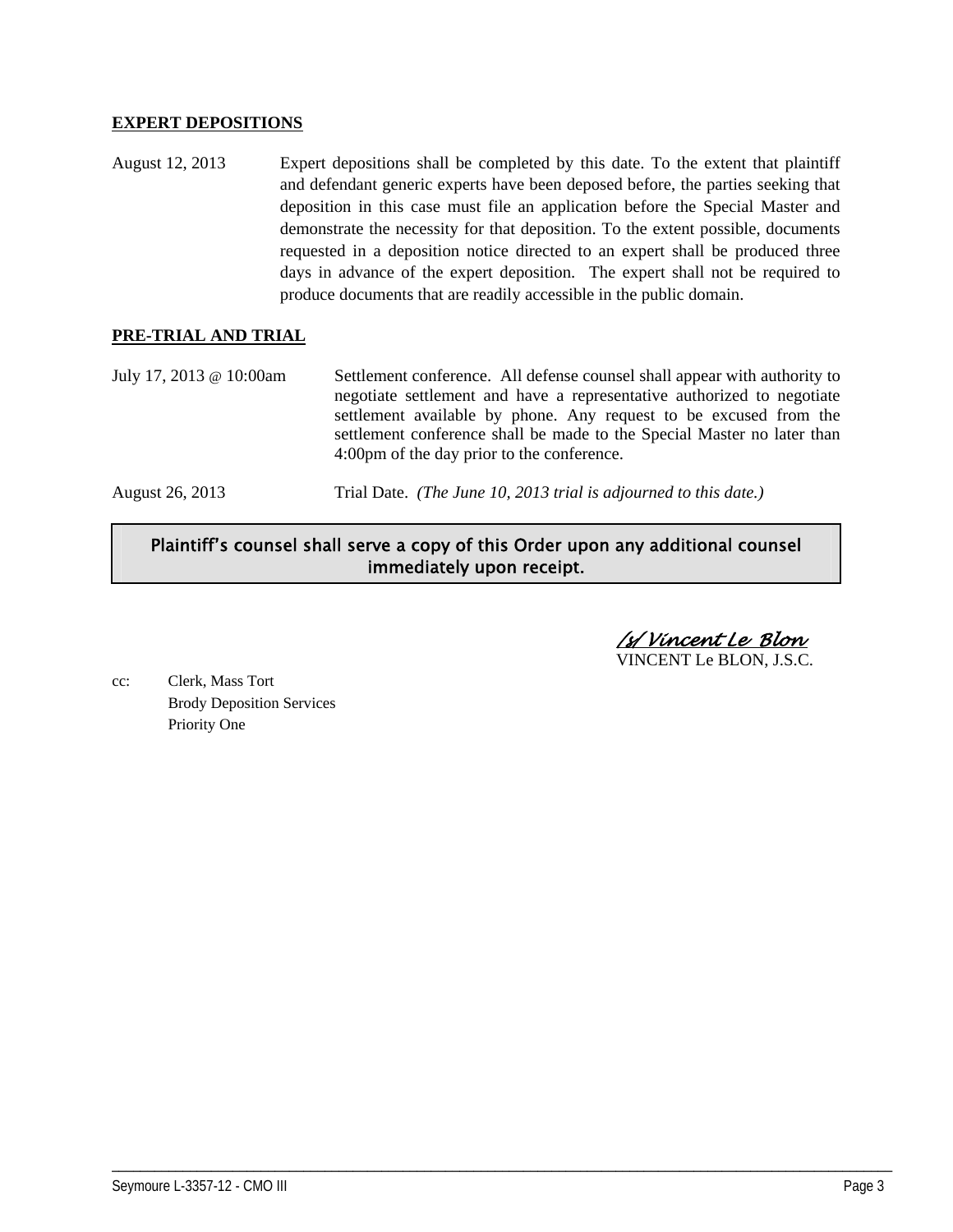**EXPERT DEPOSITIONS**

| | |
|---|---|
| August 12, 2013 | Expert depositions shall be completed by this date. To the extent that plaintiff and defendant generic experts have been deposed before, the parties seeking that deposition in this case must file an application before the Special Master and demonstrate the necessity for that deposition. To the extent possible, documents requested in a deposition notice directed to an expert shall be produced three days in advance of the expert deposition. The expert shall not be required to produce documents that are readily accessible in the public domain. |

**PRE-TRIAL AND TRIAL**

| | |
|---|---|
| July 17, 2013 @ 10:00am | Settlement conference. All defense counsel shall appear with authority to negotiate settlement and have a representative authorized to negotiate settlement available by phone. Any request to be excused from the settlement conference shall be made to the Special Master no later than 4:00pm of the day prior to the conference. |
| August 26, 2013 | Trial Date. *(The June 10, 2013 trial is adjourned to this date.)* |

**Plaintiff's counsel shall serve a copy of this Order upon any additional counsel immediately upon receipt.**

*/s/ Vincent Le Blon*
VINCENT Le BLON, J.S.C.

cc: Clerk, Mass Tort
Brody Deposition Services
Priority One